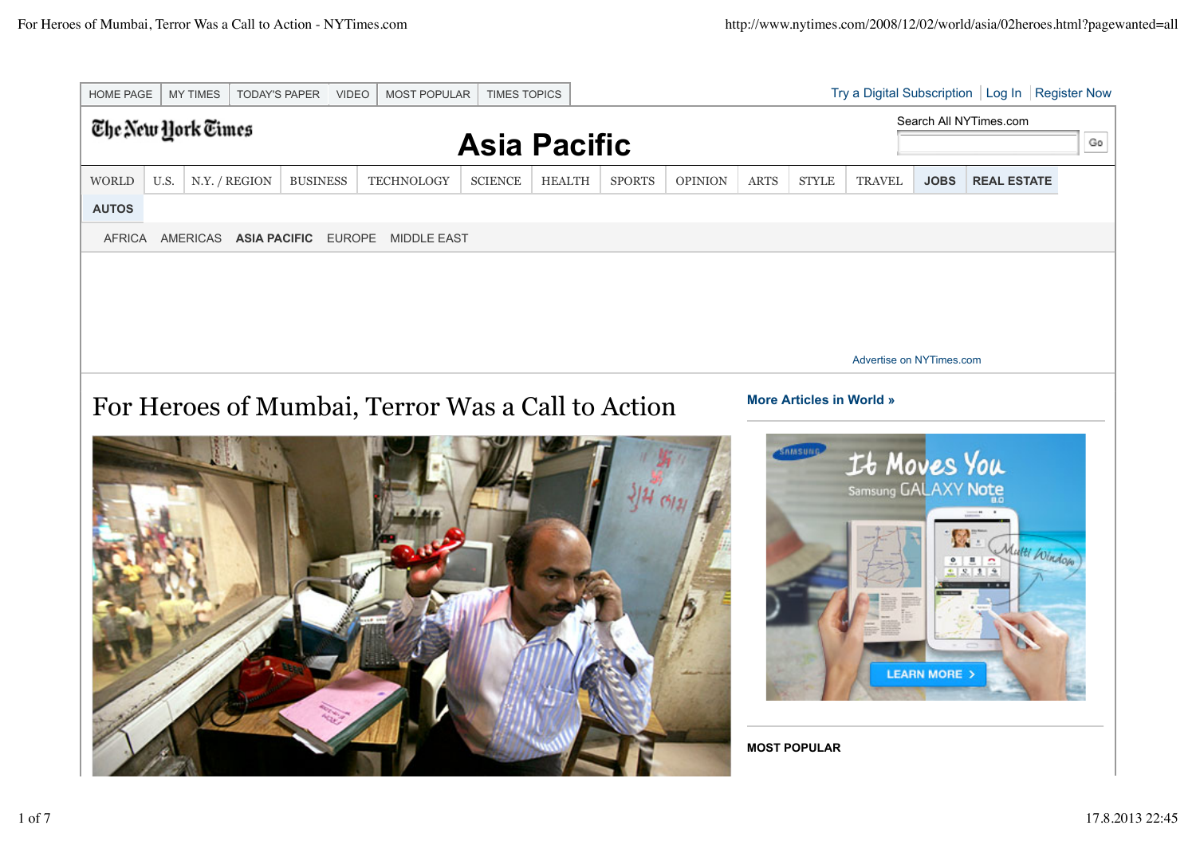HOME PAGE | MY TIMES | TODAY'S PAPER | VIDEO | MOST POPULAR | TIMES TOPICS

Try a Digital Subscription | Log In | Register Now

The New York Times

# Asia Pacific

Search All NYTimes.com

WORLD | U.S. | N.Y. / REGION | BUSINESS | TECHNOLOGY | SCIENCE | HEALTH | SPORTS | OPINION | ARTS | STYLE | TRAVEL | JOBS | REAL ESTATE | AUTOS

AFRICA | AMERICAS | **ASIA PACIFIC** | EUROPE | MIDDLE EAST

Advertise on NYTimes.com

# For Heroes of Mumbai, Terror Was a Call to Action

**More Articles in World »**

**MOST POPULAR**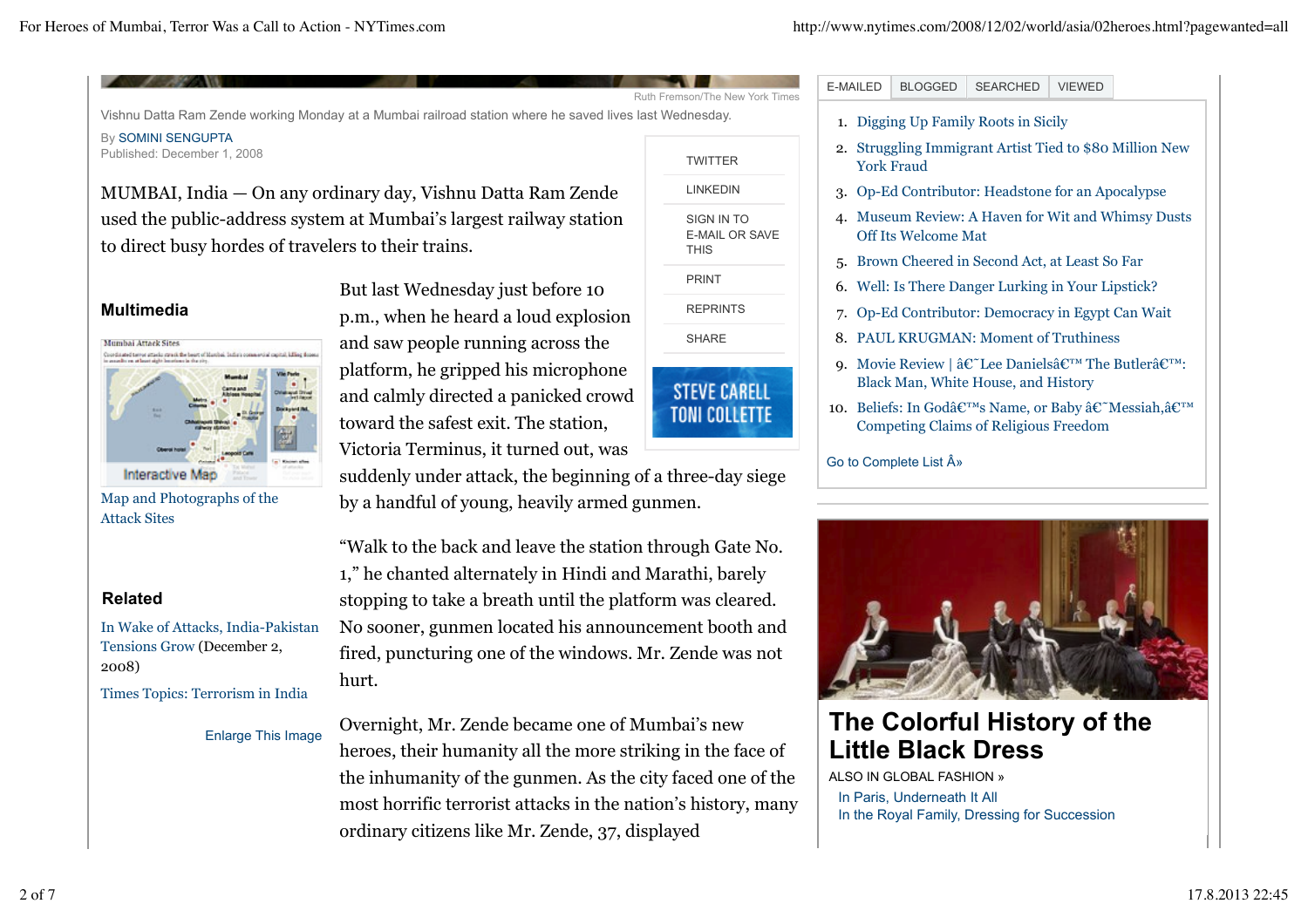Vishnu Datta Ram Zende working Monday at a Mumbai railroad station where he saved lives last Wednesday.

By SOMINI SENGUPTA
Published: December 1, 2008

MUMBAI, India — On any ordinary day, Vishnu Datta Ram Zende used the public-address system at Mumbai's largest railway station to direct busy hordes of travelers to their trains.

But last Wednesday just before 10 p.m., when he heard a loud explosion and saw people running across the platform, he gripped his microphone and calmly directed a panicked crowd toward the safest exit. The station, Victoria Terminus, it turned out, was suddenly under attack, the beginning of a three-day siege by a handful of young, heavily armed gunmen.

"Walk to the back and leave the station through Gate No. 1," he chanted alternately in Hindi and Marathi, barely stopping to take a breath until the platform was cleared. No sooner, gunmen located his announcement booth and fired, puncturing one of the windows. Mr. Zende was not hurt.

Overnight, Mr. Zende became one of Mumbai's new heroes, their humanity all the more striking in the face of the inhumanity of the gunmen. As the city faced one of the most horrific terrorist attacks in the nation's history, many ordinary citizens like Mr. Zende, 37, displayed

**Multimedia**

Map and Photographs of the Attack Sites

**Related**

In Wake of Attacks, India-Pakistan Tensions Grow (December 2, 2008)

Times Topics: Terrorism in India

Enlarge This Image

TWITTER
LINKEDIN
SIGN IN TO E-MAIL OR SAVE THIS
PRINT
REPRINTS
SHARE

E-MAILED | BLOGGED | SEARCHED | VIEWED

1. Digging Up Family Roots in Sicily
2. Struggling Immigrant Artist Tied to $80 Million New York Fraud
3. Op-Ed Contributor: Headstone for an Apocalypse
4. Museum Review: A Haven for Wit and Whimsy Dusts Off Its Welcome Mat
5. Brown Cheered in Second Act, at Least So Far
6. Well: Is There Danger Lurking in Your Lipstick?
7. Op-Ed Contributor: Democracy in Egypt Can Wait
8. PAUL KRUGMAN: Moment of Truthiness
9. Movie Review | â€˜Lee Danielsâ€™ The Butlerâ€™: Black Man, White House, and History
10. Beliefs: In Godâ€™s Name, or Baby â€˜Messiah,â€™ Competing Claims of Religious Freedom

Go to Complete List Â»

## The Colorful History of the Little Black Dress

ALSO IN GLOBAL FASHION »

In Paris, Underneath It All
In the Royal Family, Dressing for Succession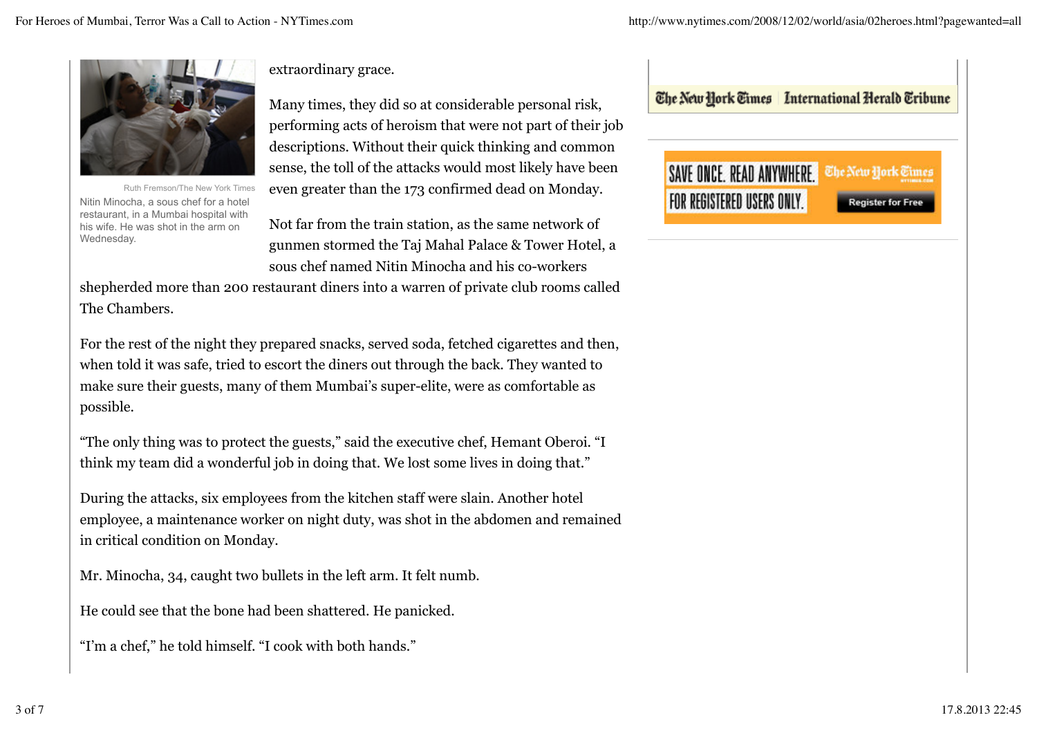extraordinary grace.

Ruth Fremson/The New York Times

Nitin Minocha, a sous chef for a hotel restaurant, in a Mumbai hospital with his wife. He was shot in the arm on Wednesday.

Many times, they did so at considerable personal risk, performing acts of heroism that were not part of their job descriptions. Without their quick thinking and common sense, the toll of the attacks would most likely have been even greater than the 173 confirmed dead on Monday.

Not far from the train station, as the same network of gunmen stormed the Taj Mahal Palace & Tower Hotel, a sous chef named Nitin Minocha and his co-workers shepherded more than 200 restaurant diners into a warren of private club rooms called The Chambers.

For the rest of the night they prepared snacks, served soda, fetched cigarettes and then, when told it was safe, tried to escort the diners out through the back. They wanted to make sure their guests, many of them Mumbai's super-elite, were as comfortable as possible.

"The only thing was to protect the guests," said the executive chef, Hemant Oberoi. "I think my team did a wonderful job in doing that. We lost some lives in doing that."

During the attacks, six employees from the kitchen staff were slain. Another hotel employee, a maintenance worker on night duty, was shot in the abdomen and remained in critical condition on Monday.

Mr. Minocha, 34, caught two bullets in the left arm. It felt numb.

He could see that the bone had been shattered. He panicked.

"I'm a chef," he told himself. "I cook with both hands."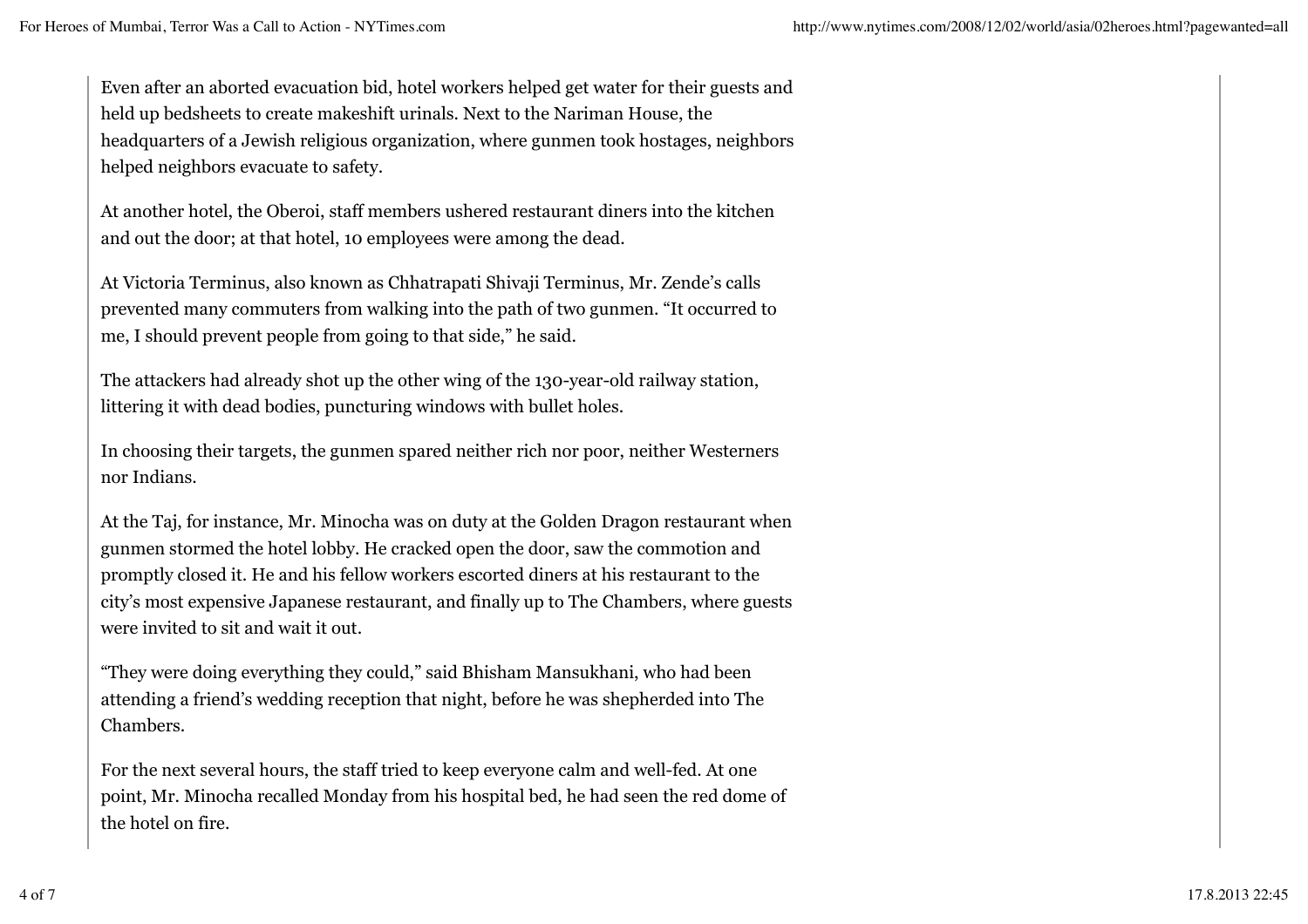Even after an aborted evacuation bid, hotel workers helped get water for their guests and held up bedsheets to create makeshift urinals. Next to the Nariman House, the headquarters of a Jewish religious organization, where gunmen took hostages, neighbors helped neighbors evacuate to safety.

At another hotel, the Oberoi, staff members ushered restaurant diners into the kitchen and out the door; at that hotel, 10 employees were among the dead.

At Victoria Terminus, also known as Chhatrapati Shivaji Terminus, Mr. Zende's calls prevented many commuters from walking into the path of two gunmen. "It occurred to me, I should prevent people from going to that side," he said.

The attackers had already shot up the other wing of the 130-year-old railway station, littering it with dead bodies, puncturing windows with bullet holes.

In choosing their targets, the gunmen spared neither rich nor poor, neither Westerners nor Indians.

At the Taj, for instance, Mr. Minocha was on duty at the Golden Dragon restaurant when gunmen stormed the hotel lobby. He cracked open the door, saw the commotion and promptly closed it. He and his fellow workers escorted diners at his restaurant to the city's most expensive Japanese restaurant, and finally up to The Chambers, where guests were invited to sit and wait it out.

"They were doing everything they could," said Bhisham Mansukhani, who had been attending a friend's wedding reception that night, before he was shepherded into The Chambers.

For the next several hours, the staff tried to keep everyone calm and well-fed. At one point, Mr. Minocha recalled Monday from his hospital bed, he had seen the red dome of the hotel on fire.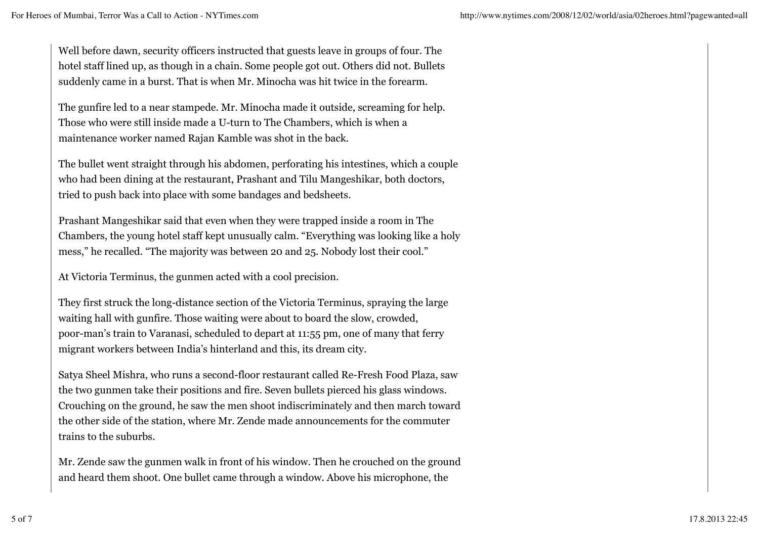Well before dawn, security officers instructed that guests leave in groups of four. The hotel staff lined up, as though in a chain. Some people got out. Others did not. Bullets suddenly came in a burst. That is when Mr. Minocha was hit twice in the forearm.

The gunfire led to a near stampede. Mr. Minocha made it outside, screaming for help. Those who were still inside made a U-turn to The Chambers, which is when a maintenance worker named Rajan Kamble was shot in the back.

The bullet went straight through his abdomen, perforating his intestines, which a couple who had been dining at the restaurant, Prashant and Tilu Mangeshikar, both doctors, tried to push back into place with some bandages and bedsheets.

Prashant Mangeshikar said that even when they were trapped inside a room in The Chambers, the young hotel staff kept unusually calm. “Everything was looking like a holy mess,” he recalled. “The majority was between 20 and 25. Nobody lost their cool.”

At Victoria Terminus, the gunmen acted with a cool precision.

They first struck the long-distance section of the Victoria Terminus, spraying the large waiting hall with gunfire. Those waiting were about to board the slow, crowded, poor-man’s train to Varanasi, scheduled to depart at 11:55 pm, one of many that ferry migrant workers between India’s hinterland and this, its dream city.

Satya Sheel Mishra, who runs a second-floor restaurant called Re-Fresh Food Plaza, saw the two gunmen take their positions and fire. Seven bullets pierced his glass windows. Crouching on the ground, he saw the men shoot indiscriminately and then march toward the other side of the station, where Mr. Zende made announcements for the commuter trains to the suburbs.

Mr. Zende saw the gunmen walk in front of his window. Then he crouched on the ground and heard them shoot. One bullet came through a window. Above his microphone, the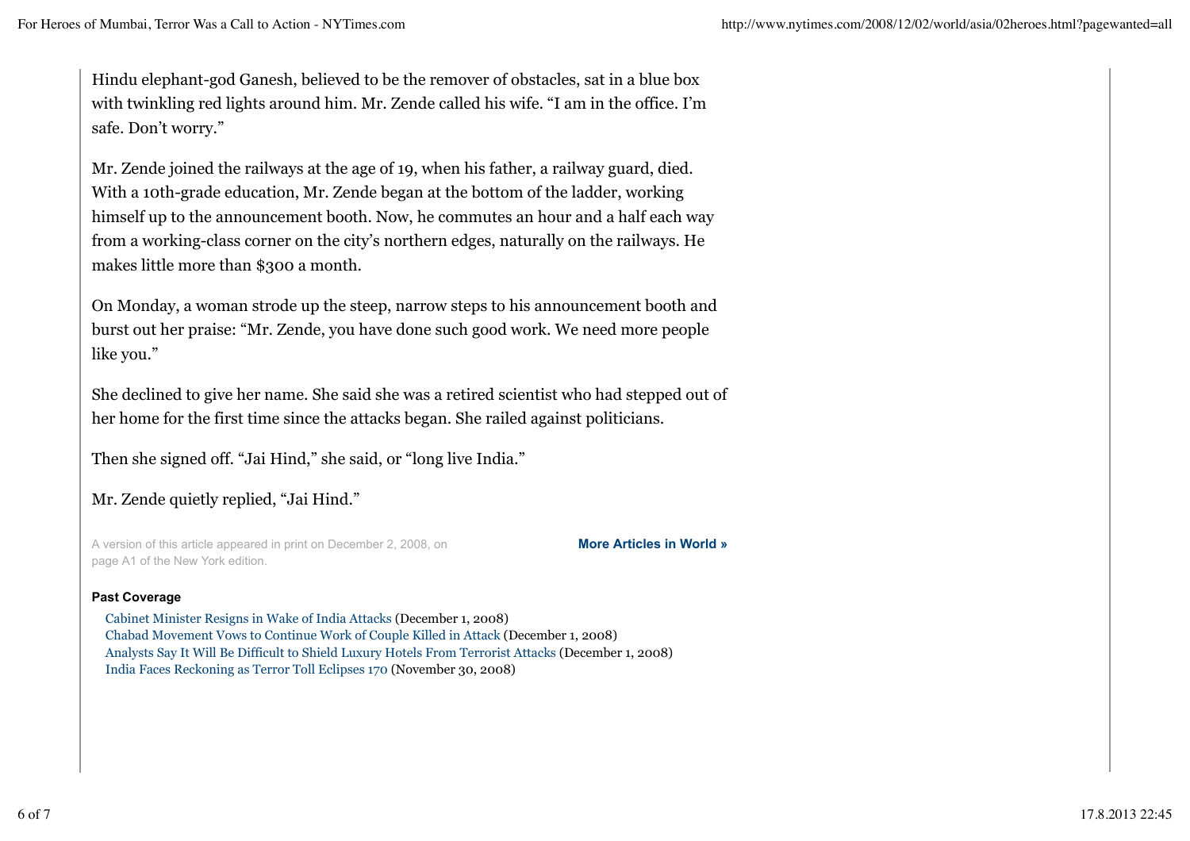Hindu elephant-god Ganesh, believed to be the remover of obstacles, sat in a blue box with twinkling red lights around him. Mr. Zende called his wife. “I am in the office. I’m safe. Don’t worry.”

Mr. Zende joined the railways at the age of 19, when his father, a railway guard, died. With a 10th-grade education, Mr. Zende began at the bottom of the ladder, working himself up to the announcement booth. Now, he commutes an hour and a half each way from a working-class corner on the city’s northern edges, naturally on the railways. He makes little more than $300 a month.

On Monday, a woman strode up the steep, narrow steps to his announcement booth and burst out her praise: “Mr. Zende, you have done such good work. We need more people like you.”

She declined to give her name. She said she was a retired scientist who had stepped out of her home for the first time since the attacks began. She railed against politicians.

Then she signed off. “Jai Hind,” she said, or “long live India.”

Mr. Zende quietly replied, “Jai Hind.”

A version of this article appeared in print on December 2, 2008, on page A1 of the New York edition.

**More Articles in World »**

**Past Coverage**

- Cabinet Minister Resigns in Wake of India Attacks (December 1, 2008)
- Chabad Movement Vows to Continue Work of Couple Killed in Attack (December 1, 2008)
- Analysts Say It Will Be Difficult to Shield Luxury Hotels From Terrorist Attacks (December 1, 2008)
- India Faces Reckoning as Terror Toll Eclipses 170 (November 30, 2008)